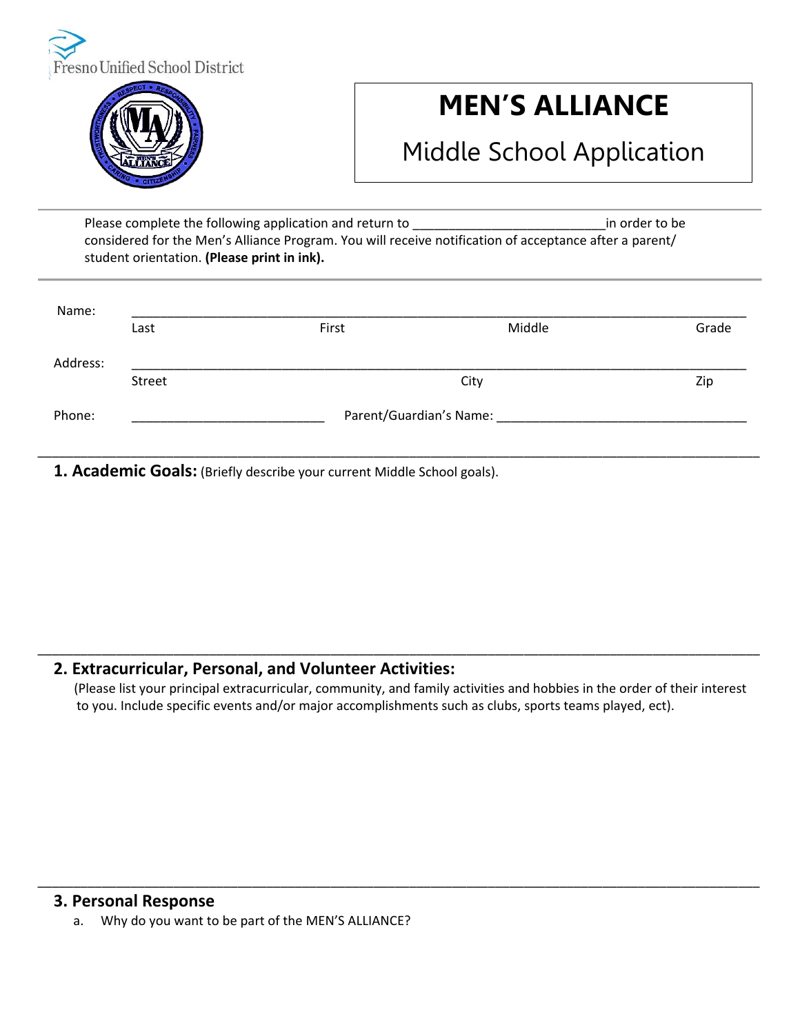Fresno Unified School District

# MEN'S ALLIANCE

## Middle School Application

Please complete the following application and return to ___________________________in order to be considered for the Men's Alliance Program. You will receive notification of acceptance after a parent/ student orientation. **(Please print in ink).**

Name: ______________________________________________________________________________

Last First Middle Grade

Address: ____________________________________________________________________________

Street City Zip

Phone: ___________________________ Parent/Guardian's Name: ___________________________________

**1. Academic Goals:** (Briefly describe your current Middle School goals).

**2. Extracurricular, Personal, and Volunteer Activities:**

(Please list your principal extracurricular, community, and family activities and hobbies in the order of their interest to you. Include specific events and/or major accomplishments such as clubs, sports teams played, ect).

**3. Personal Response**

a. Why do you want to be part of the MEN'S ALLIANCE?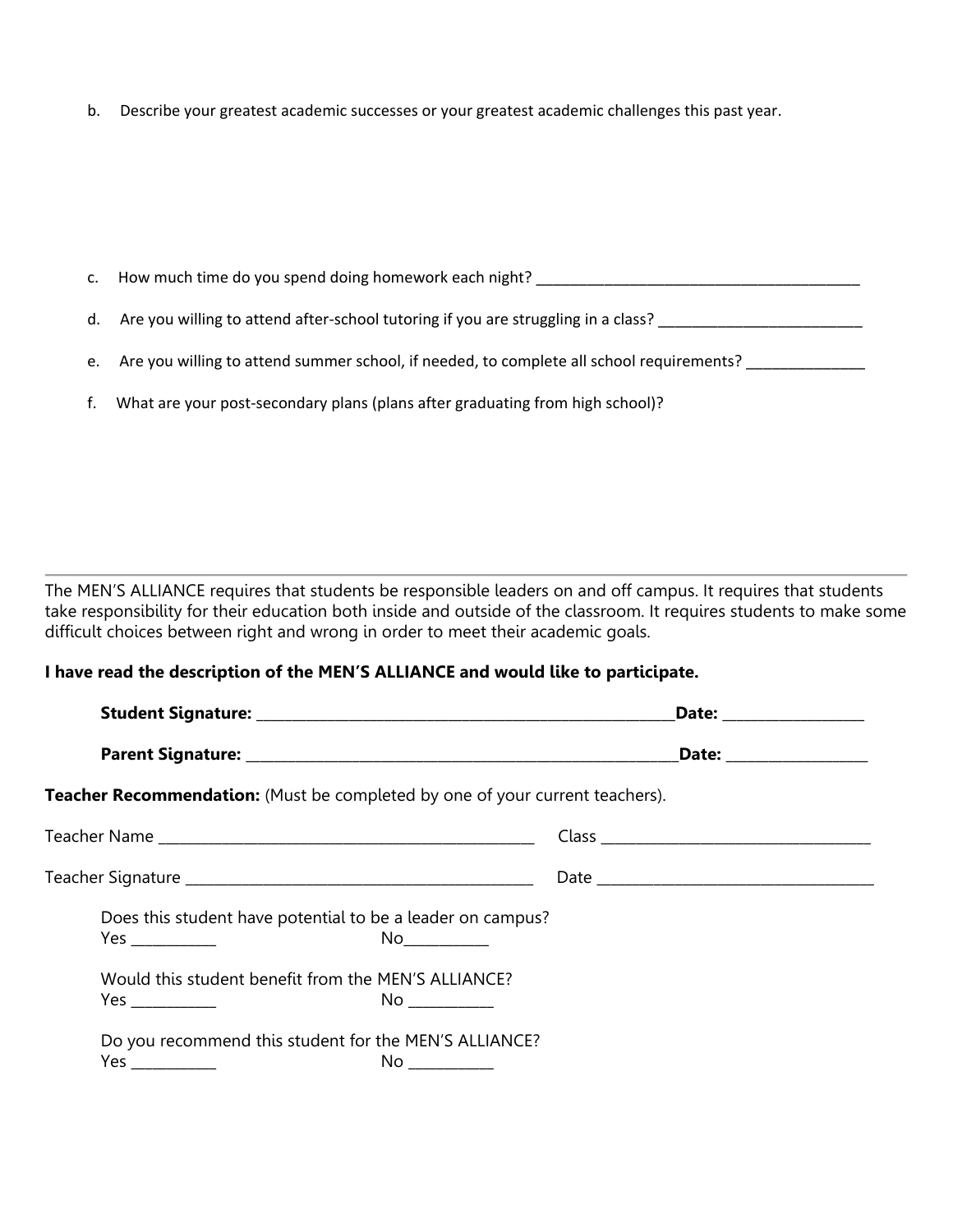b. Describe your greatest academic successes or your greatest academic challenges this past year.

c. How much time do you spend doing homework each night? ________________________________________

d. Are you willing to attend after-school tutoring if you are struggling in a class? _________________________

e. Are you willing to attend summer school, if needed, to complete all school requirements? ______________

f. What are your post-secondary plans (plans after graduating from high school)?

---

The MEN'S ALLIANCE requires that students be responsible leaders on and off campus. It requires that students take responsibility for their education both inside and outside of the classroom. It requires students to make some difficult choices between right and wrong in order to meet their academic goals.

**I have read the description of the MEN'S ALLIANCE and would like to participate.**

**Student Signature:** ____________________________________________________**Date:** _________________

**Parent Signature:** ______________________________________________________**Date:** _________________

**Teacher Recommendation:** (Must be completed by one of your current teachers).

Teacher Name _______________________________________________ Class _________________________________

Teacher Signature ___________________________________________ Date __________________________________

Does this student have potential to be a leader on campus?
Yes __________ No__________

Would this student benefit from the MEN'S ALLIANCE?
Yes __________ No __________

Do you recommend this student for the MEN'S ALLIANCE?
Yes __________ No __________